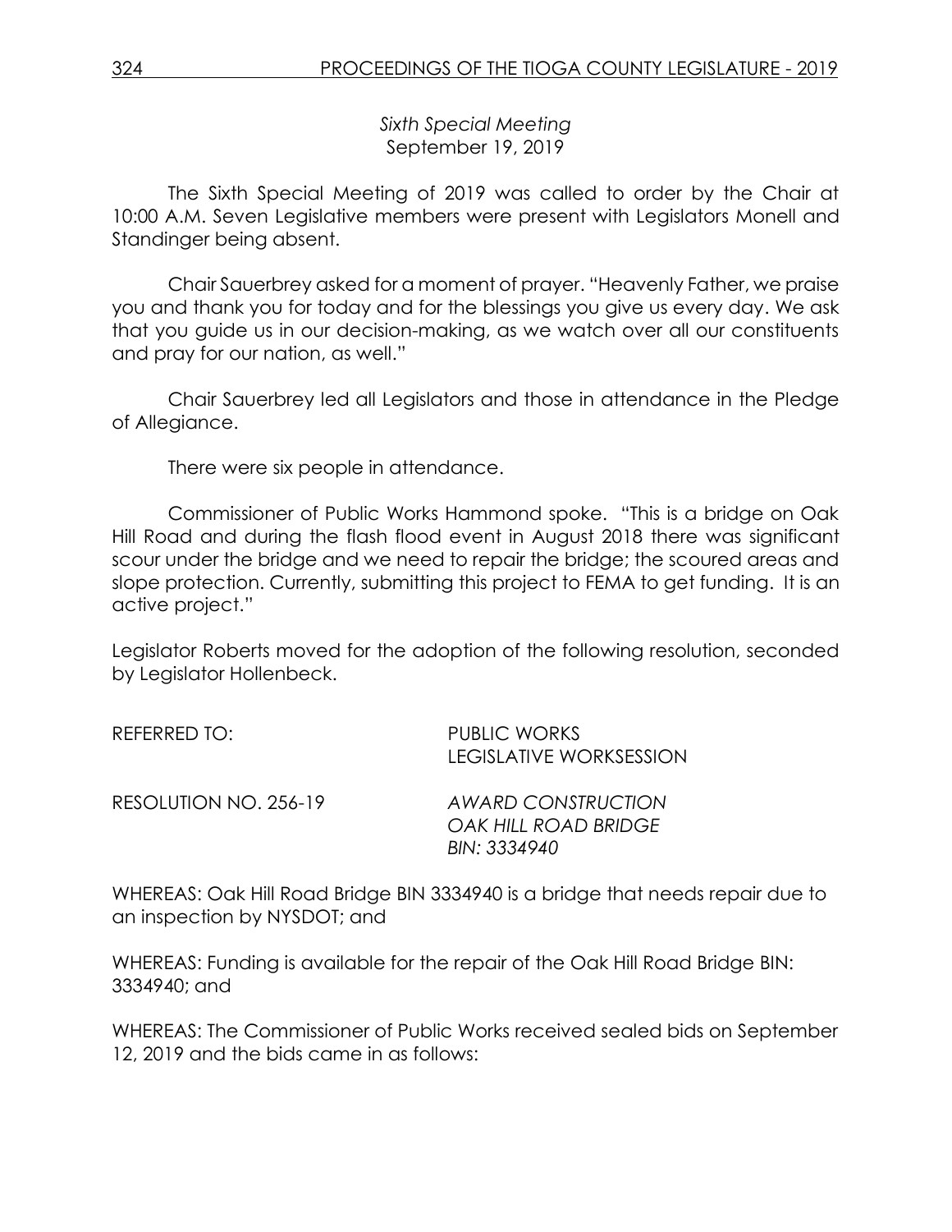*Sixth Special Meeting*
September 19, 2019

The Sixth Special Meeting of 2019 was called to order by the Chair at 10:00 A.M. Seven Legislative members were present with Legislators Monell and Standinger being absent.

Chair Sauerbrey asked for a moment of prayer. "Heavenly Father, we praise you and thank you for today and for the blessings you give us every day. We ask that you guide us in our decision-making, as we watch over all our constituents and pray for our nation, as well."

Chair Sauerbrey led all Legislators and those in attendance in the Pledge of Allegiance.

There were six people in attendance.

Commissioner of Public Works Hammond spoke. "This is a bridge on Oak Hill Road and during the flash flood event in August 2018 there was significant scour under the bridge and we need to repair the bridge; the scoured areas and slope protection. Currently, submitting this project to FEMA to get funding. It is an active project."

Legislator Roberts moved for the adoption of the following resolution, seconded by Legislator Hollenbeck.

REFERRED TO: PUBLIC WORKS
LEGISLATIVE WORKSESSION

RESOLUTION NO. 256-19 *AWARD CONSTRUCTION*
*OAK HILL ROAD BRIDGE*
*BIN: 3334940*

WHEREAS: Oak Hill Road Bridge BIN 3334940 is a bridge that needs repair due to an inspection by NYSDOT; and

WHEREAS: Funding is available for the repair of the Oak Hill Road Bridge BIN: 3334940; and

WHEREAS: The Commissioner of Public Works received sealed bids on September 12, 2019 and the bids came in as follows: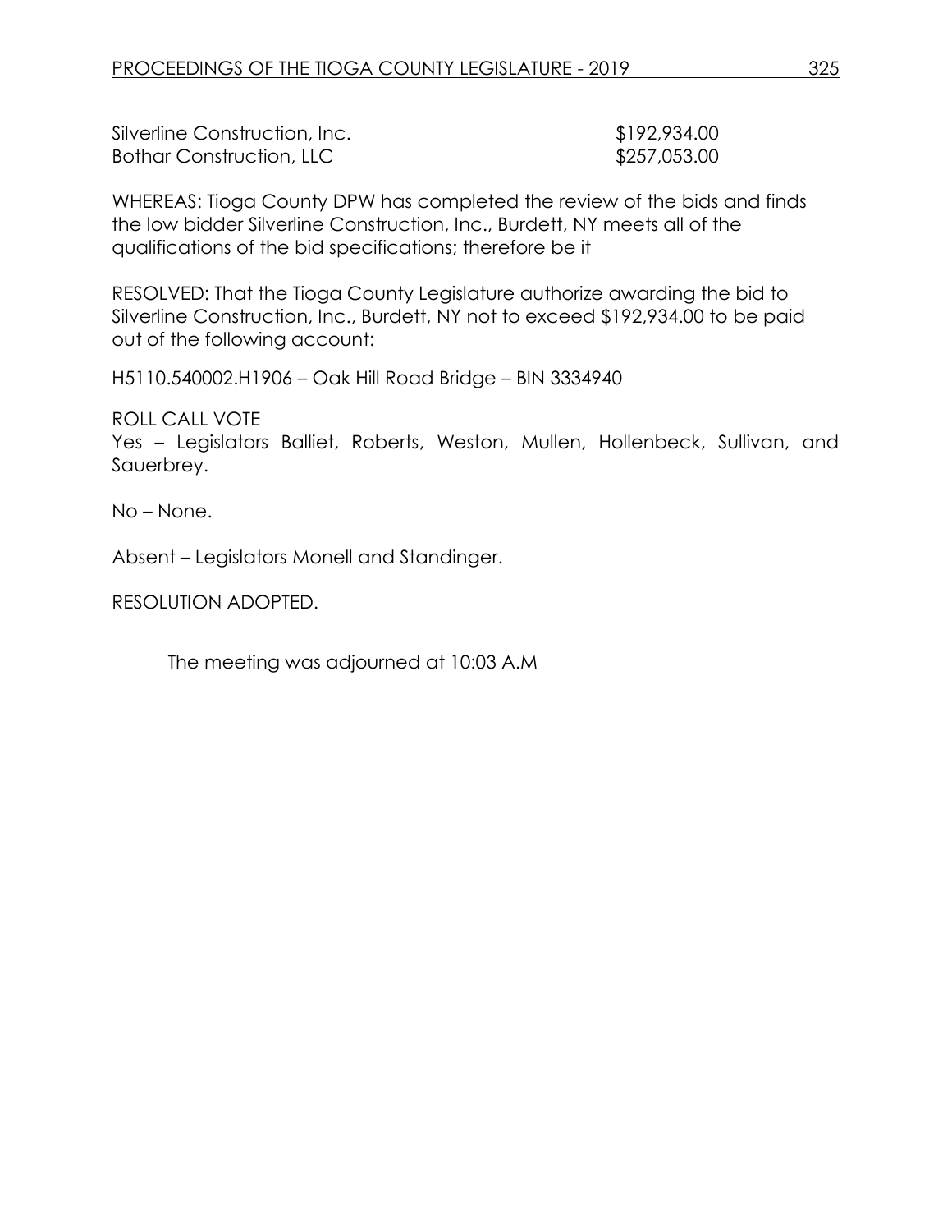| | |
|---|---|
| Silverline Construction, Inc. | $192,934.00 |
| Bothar Construction, LLC | $257,053.00 |

WHEREAS: Tioga County DPW has completed the review of the bids and finds the low bidder Silverline Construction, Inc., Burdett, NY meets all of the qualifications of the bid specifications; therefore be it

RESOLVED: That the Tioga County Legislature authorize awarding the bid to Silverline Construction, Inc., Burdett, NY not to exceed $192,934.00 to be paid out of the following account:

H5110.540002.H1906 – Oak Hill Road Bridge – BIN 3334940

ROLL CALL VOTE
Yes – Legislators Balliet, Roberts, Weston, Mullen, Hollenbeck, Sullivan, and Sauerbrey.

No – None.

Absent – Legislators Monell and Standinger.

RESOLUTION ADOPTED.

The meeting was adjourned at 10:03 A.M